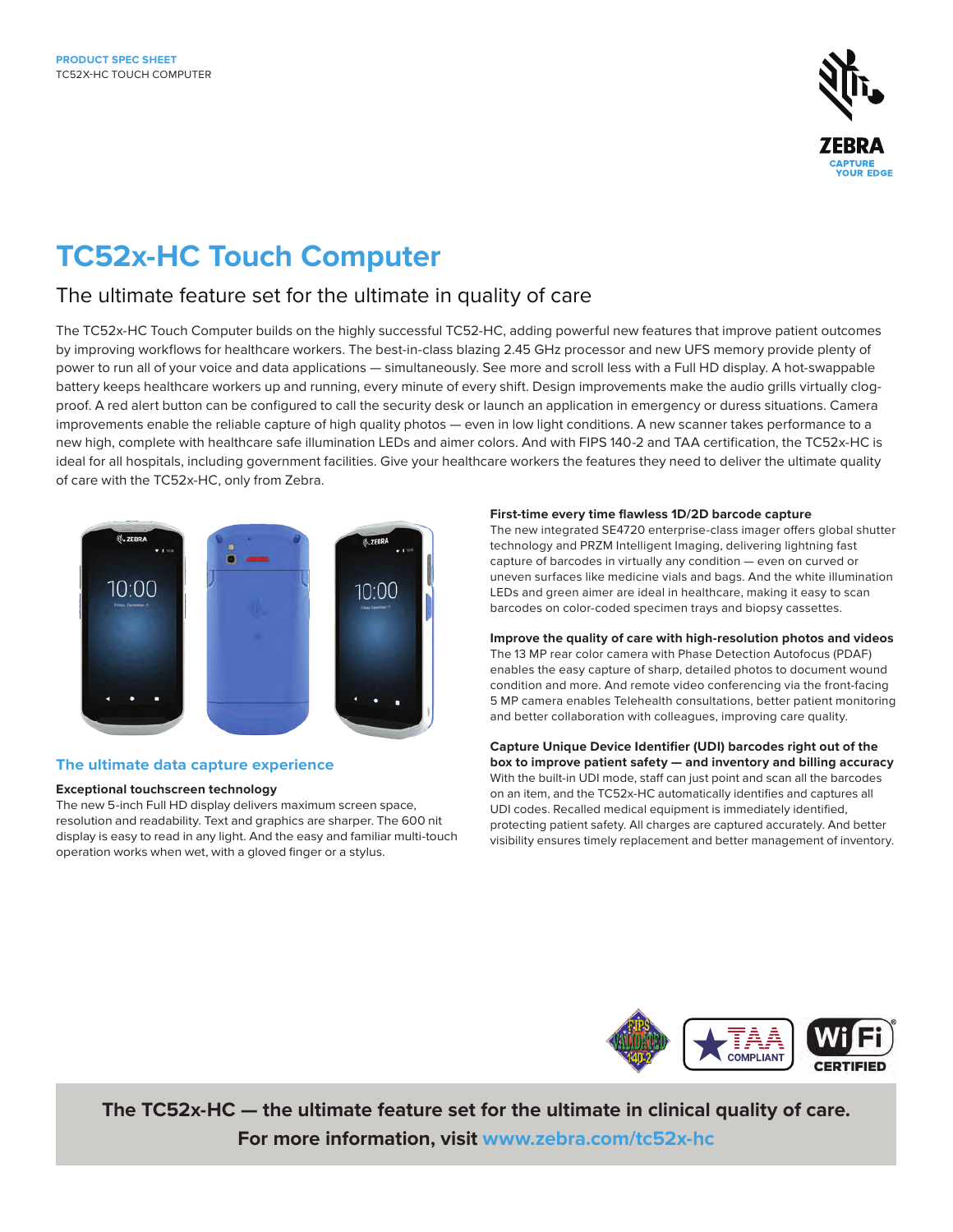PRODUCT SPEC SHEET
TC52X-HC TOUCH COMPUTER

# TC52x-HC Touch Computer

## The ultimate feature set for the ultimate in quality of care

The TC52x-HC Touch Computer builds on the highly successful TC52-HC, adding powerful new features that improve patient outcomes by improving workflows for healthcare workers. The best-in-class blazing 2.45 GHz processor and new UFS memory provide plenty of power to run all of your voice and data applications — simultaneously. See more and scroll less with a Full HD display. A hot-swappable battery keeps healthcare workers up and running, every minute of every shift. Design improvements make the audio grills virtually clog-proof. A red alert button can be configured to call the security desk or launch an application in emergency or duress situations. Camera improvements enable the reliable capture of high quality photos — even in low light conditions. A new scanner takes performance to a new high, complete with healthcare safe illumination LEDs and aimer colors. And with FIPS 140-2 and TAA certification, the TC52x-HC is ideal for all hospitals, including government facilities. Give your healthcare workers the features they need to deliver the ultimate quality of care with the TC52x-HC, only from Zebra.

### The ultimate data capture experience

**Exceptional touchscreen technology**
The new 5-inch Full HD display delivers maximum screen space, resolution and readability. Text and graphics are sharper. The 600 nit display is easy to read in any light. And the easy and familiar multi-touch operation works when wet, with a gloved finger or a stylus.

**First-time every time flawless 1D/2D barcode capture**
The new integrated SE4720 enterprise-class imager offers global shutter technology and PRZM Intelligent Imaging, delivering lightning fast capture of barcodes in virtually any condition — even on curved or uneven surfaces like medicine vials and bags. And the white illumination LEDs and green aimer are ideal in healthcare, making it easy to scan barcodes on color-coded specimen trays and biopsy cassettes.

**Improve the quality of care with high-resolution photos and videos**
The 13 MP rear color camera with Phase Detection Autofocus (PDAF) enables the easy capture of sharp, detailed photos to document wound condition and more. And remote video conferencing via the front-facing 5 MP camera enables Telehealth consultations, better patient monitoring and better collaboration with colleagues, improving care quality.

**Capture Unique Device Identifier (UDI) barcodes right out of the box to improve patient safety — and inventory and billing accuracy**
With the built-in UDI mode, staff can just point and scan all the barcodes on an item, and the TC52x-HC automatically identifies and captures all UDI codes. Recalled medical equipment is immediately identified, protecting patient safety. All charges are captured accurately. And better visibility ensures timely replacement and better management of inventory.

**The TC52x-HC — the ultimate feature set for the ultimate in clinical quality of care.**
**For more information, visit www.zebra.com/tc52x-hc**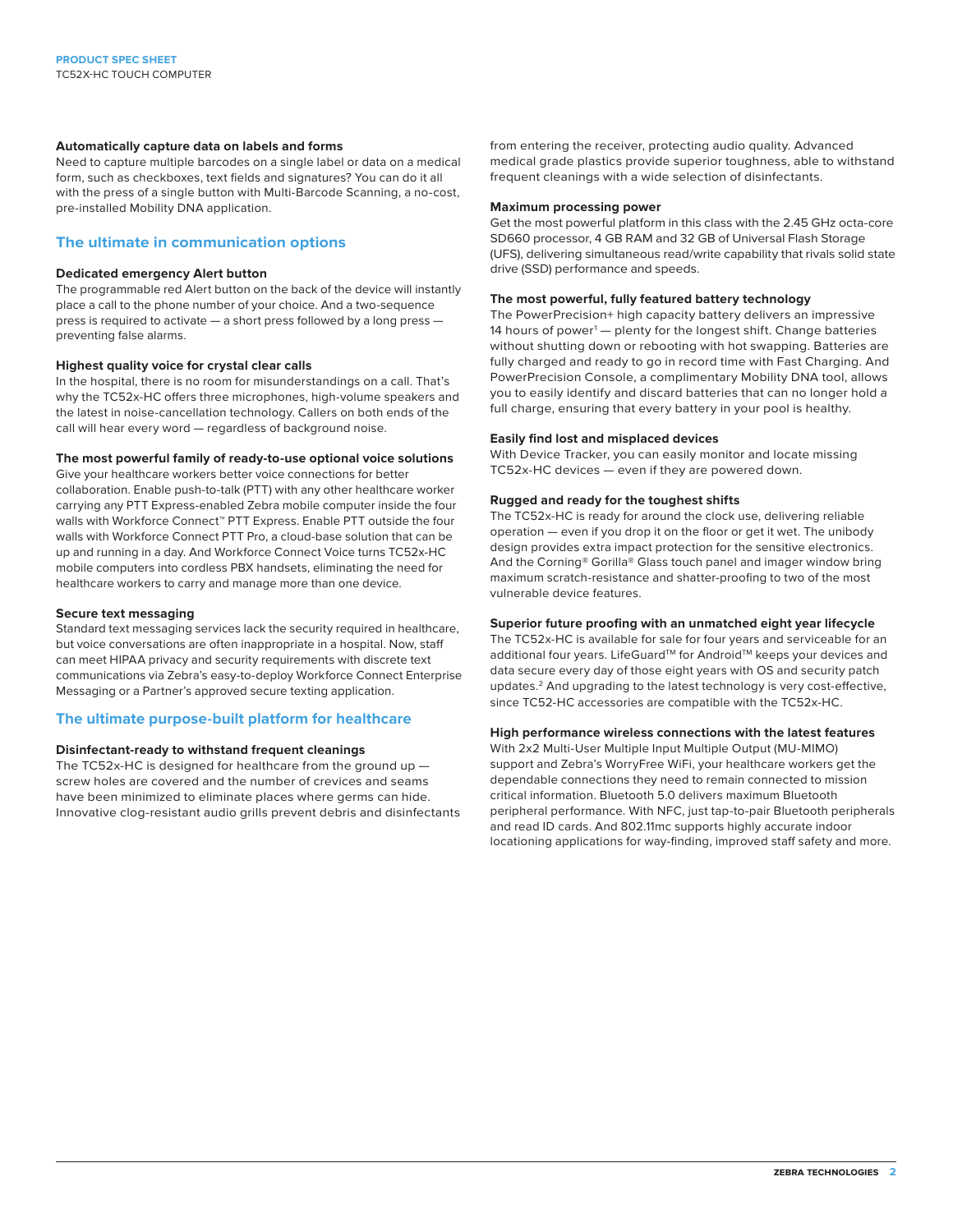### Automatically capture data on labels and forms

Need to capture multiple barcodes on a single label or data on a medical form, such as checkboxes, text fields and signatures? You can do it all with the press of a single button with Multi-Barcode Scanning, a no-cost, pre-installed Mobility DNA application.

## The ultimate in communication options

### Dedicated emergency Alert button

The programmable red Alert button on the back of the device will instantly place a call to the phone number of your choice. And a two-sequence press is required to activate — a short press followed by a long press — preventing false alarms.

### Highest quality voice for crystal clear calls

In the hospital, there is no room for misunderstandings on a call. That's why the TC52x-HC offers three microphones, high-volume speakers and the latest in noise-cancellation technology. Callers on both ends of the call will hear every word — regardless of background noise.

### The most powerful family of ready-to-use optional voice solutions

Give your healthcare workers better voice connections for better collaboration. Enable push-to-talk (PTT) with any other healthcare worker carrying any PTT Express-enabled Zebra mobile computer inside the four walls with Workforce Connect™ PTT Express. Enable PTT outside the four walls with Workforce Connect PTT Pro, a cloud-base solution that can be up and running in a day. And Workforce Connect Voice turns TC52x-HC mobile computers into cordless PBX handsets, eliminating the need for healthcare workers to carry and manage more than one device.

### Secure text messaging

Standard text messaging services lack the security required in healthcare, but voice conversations are often inappropriate in a hospital. Now, staff can meet HIPAA privacy and security requirements with discrete text communications via Zebra's easy-to-deploy Workforce Connect Enterprise Messaging or a Partner's approved secure texting application.

## The ultimate purpose-built platform for healthcare

### Disinfectant-ready to withstand frequent cleanings

The TC52x-HC is designed for healthcare from the ground up — screw holes are covered and the number of crevices and seams have been minimized to eliminate places where germs can hide. Innovative clog-resistant audio grills prevent debris and disinfectants from entering the receiver, protecting audio quality. Advanced medical grade plastics provide superior toughness, able to withstand frequent cleanings with a wide selection of disinfectants.

### Maximum processing power

Get the most powerful platform in this class with the 2.45 GHz octa-core SD660 processor, 4 GB RAM and 32 GB of Universal Flash Storage (UFS), delivering simultaneous read/write capability that rivals solid state drive (SSD) performance and speeds.

### The most powerful, fully featured battery technology

The PowerPrecision+ high capacity battery delivers an impressive 14 hours of power[1] — plenty for the longest shift. Change batteries without shutting down or rebooting with hot swapping. Batteries are fully charged and ready to go in record time with Fast Charging. And PowerPrecision Console, a complimentary Mobility DNA tool, allows you to easily identify and discard batteries that can no longer hold a full charge, ensuring that every battery in your pool is healthy.

### Easily find lost and misplaced devices

With Device Tracker, you can easily monitor and locate missing TC52x-HC devices — even if they are powered down.

### Rugged and ready for the toughest shifts

The TC52x-HC is ready for around the clock use, delivering reliable operation — even if you drop it on the floor or get it wet. The unibody design provides extra impact protection for the sensitive electronics. And the Corning® Gorilla® Glass touch panel and imager window bring maximum scratch-resistance and shatter-proofing to two of the most vulnerable device features.

### Superior future proofing with an unmatched eight year lifecycle

The TC52x-HC is available for sale for four years and serviceable for an additional four years. LifeGuard™ for Android™ keeps your devices and data secure every day of those eight years with OS and security patch updates.[2] And upgrading to the latest technology is very cost-effective, since TC52-HC accessories are compatible with the TC52x-HC.

### High performance wireless connections with the latest features

With 2x2 Multi-User Multiple Input Multiple Output (MU-MIMO) support and Zebra's WorryFree WiFi, your healthcare workers get the dependable connections they need to remain connected to mission critical information. Bluetooth 5.0 delivers maximum Bluetooth peripheral performance. With NFC, just tap-to-pair Bluetooth peripherals and read ID cards. And 802.11mc supports highly accurate indoor locationing applications for way-finding, improved staff safety and more.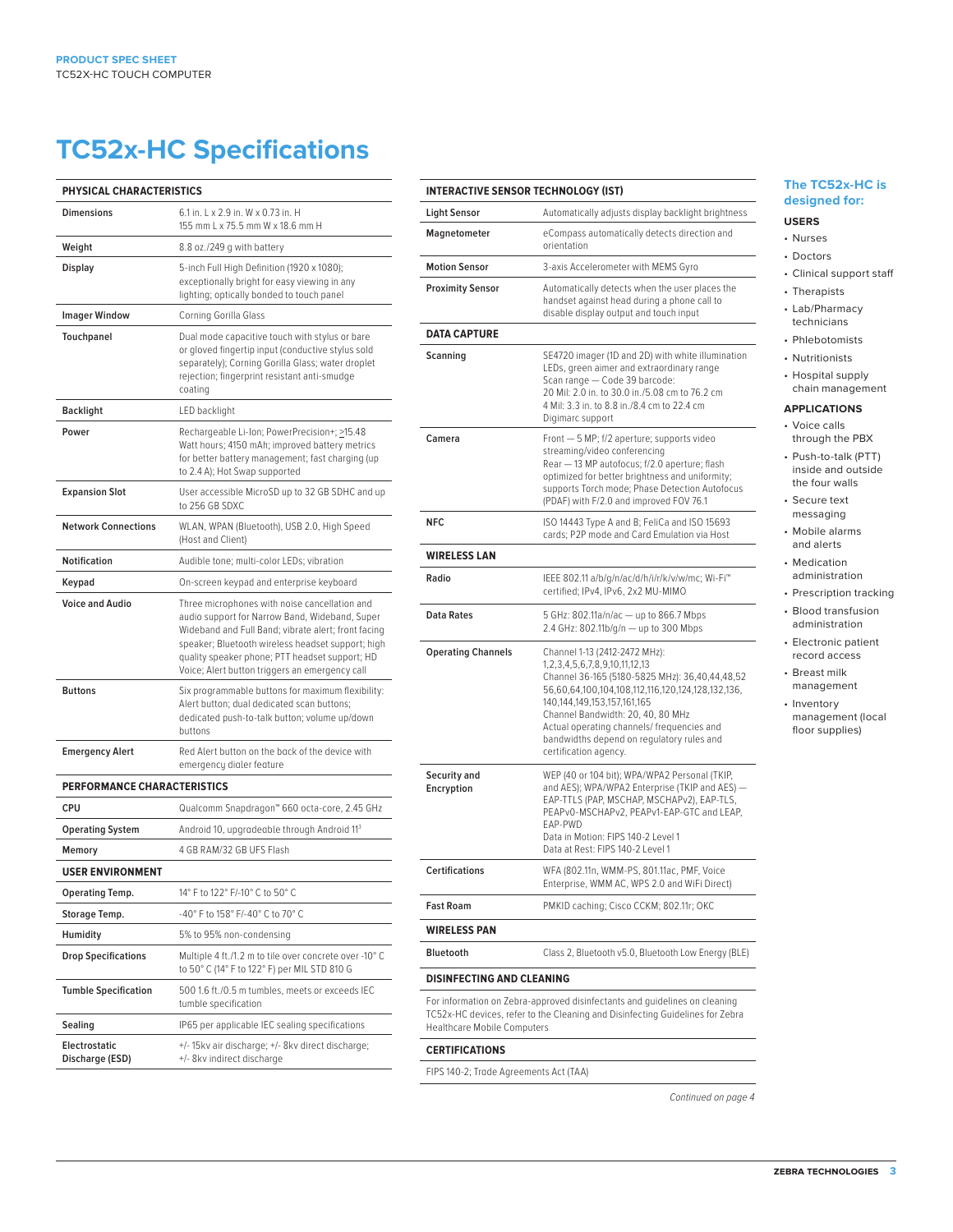# TC52x-HC Specifications

| PHYSICAL CHARACTERISTICS | |
|---|---|
| Dimensions | 6.1 in. L x 2.9 in. W x 0.73 in. H<br>155 mm L x 75.5 mm W x 18.6 mm H |
| Weight | 8.8 oz./249 g with battery |
| Display | 5-inch Full High Definition (1920 x 1080); exceptionally bright for easy viewing in any lighting; optically bonded to touch panel |
| Imager Window | Corning Gorilla Glass |
| Touchpanel | Dual mode capacitive touch with stylus or bare or gloved fingertip input (conductive stylus sold separately); Corning Gorilla Glass; water droplet rejection; fingerprint resistant anti-smudge coating |
| Backlight | LED backlight |
| Power | Rechargeable Li-Ion; PowerPrecision+; ≥15.48 Watt hours; 4150 mAh; improved battery metrics for better battery management; fast charging (up to 2.4 A); Hot Swap supported |
| Expansion Slot | User accessible MicroSD up to 32 GB SDHC and up to 256 GB SDXC |
| Network Connections | WLAN, WPAN (Bluetooth), USB 2.0, High Speed (Host and Client) |
| Notification | Audible tone; multi-color LEDs; vibration |
| Keypad | On-screen keypad and enterprise keyboard |
| Voice and Audio | Three microphones with noise cancellation and audio support for Narrow Band, Wideband, Super Wideband and Full Band; vibrate alert; front facing speaker; Bluetooth wireless headset support; high quality speaker phone; PTT headset support; HD Voice; Alert button triggers an emergency call |
| Buttons | Six programmable buttons for maximum flexibility: Alert button; dual dedicated scan buttons; dedicated push-to-talk button; volume up/down buttons |
| Emergency Alert | Red Alert button on the back of the device with emergency dialer feature |

| PERFORMANCE CHARACTERISTICS | |
|---|---|
| CPU | Qualcomm Snapdragon™ 660 octa-core, 2.45 GHz |
| Operating System | Android 10, upgradeable through Android 11[3] |
| Memory | 4 GB RAM/32 GB UFS Flash |

| USER ENVIRONMENT | |
|---|---|
| Operating Temp. | 14° F to 122° F/-10° C to 50° C |
| Storage Temp. | -40° F to 158° F/-40° C to 70° C |
| Humidity | 5% to 95% non-condensing |
| Drop Specifications | Multiple 4 ft./1.2 m to tile over concrete over -10° C to 50° C (14° F to 122° F) per MIL STD 810 G |
| Tumble Specification | 500 1.6 ft./0.5 m tumbles, meets or exceeds IEC tumble specification |
| Sealing | IP65 per applicable IEC sealing specifications |
| Electrostatic Discharge (ESD) | +/- 15kv air discharge; +/- 8kv direct discharge; +/- 8kv indirect discharge |

| INTERACTIVE SENSOR TECHNOLOGY (IST) | |
|---|---|
| Light Sensor | Automatically adjusts display backlight brightness |
| Magnetometer | eCompass automatically detects direction and orientation |
| Motion Sensor | 3-axis Accelerometer with MEMS Gyro |
| Proximity Sensor | Automatically detects when the user places the handset against head during a phone call to disable display output and touch input |

| DATA CAPTURE | |
|---|---|
| Scanning | SE4720 imager (1D and 2D) with white illumination LEDs, green aimer and extraordinary range<br>Scan range — Code 39 barcode:<br>20 Mil: 2.0 in. to 30.0 in./5.08 cm to 76.2 cm<br>4 Mil: 3.3 in. to 8.8 in./8.4 cm to 22.4 cm<br>Digimarc support |
| Camera | Front — 5 MP; f/2 aperture; supports video streaming/video conferencing<br>Rear — 13 MP autofocus; f/2.0 aperture; flash optimized for better brightness and uniformity; supports Torch mode; Phase Detection Autofocus (PDAF) with F/2.0 and improved FOV 76.1 |
| NFC | ISO 14443 Type A and B; FeliCa and ISO 15693 cards; P2P mode and Card Emulation via Host |

| WIRELESS LAN | |
|---|---|
| Radio | IEEE 802.11 a/b/g/n/ac/d/h/i/r/k/v/w/mc; Wi-Fi™ certified; IPv4, IPv6, 2x2 MU-MIMO |
| Data Rates | 5 GHz: 802.11a/n/ac — up to 866.7 Mbps<br>2.4 GHz: 802.11b/g/n — up to 300 Mbps |
| Operating Channels | Channel 1-13 (2412-2472 MHz): 1,2,3,4,5,6,7,8,9,10,11,12,13<br>Channel 36-165 (5180-5825 MHz): 36,40,44,48,52 56,60,64,100,104,108,112,116,120,124,128,132,136, 140,144,149,153,157,161,165<br>Channel Bandwidth: 20, 40, 80 MHz<br>Actual operating channels/ frequencies and bandwidths depend on regulatory rules and certification agency. |
| Security and Encryption | WEP (40 or 104 bit); WPA/WPA2 Personal (TKIP, and AES); WPA/WPA2 Enterprise (TKIP and AES) — EAP-TTLS (PAP, MSCHAP, MSCHAPv2), EAP-TLS, PEAPv0-MSCHAPv2, PEAPv1-EAP-GTC and LEAP, EAP-PWD<br>Data in Motion: FIPS 140-2 Level 1<br>Data at Rest: FIPS 140-2 Level 1 |
| Certifications | WFA (802.11n, WMM-PS, 801.11ac, PMF, Voice Enterprise, WMM AC, WPS 2.0 and WiFi Direct) |
| Fast Roam | PMKID caching; Cisco CCKM; 802.11r; OKC |

| WIRELESS PAN | |
|---|---|
| Bluetooth | Class 2, Bluetooth v5.0, Bluetooth Low Energy (BLE) |

**DISINFECTING AND CLEANING**

For information on Zebra-approved disinfectants and guidelines on cleaning TC52x-HC devices, refer to the Cleaning and Disinfecting Guidelines for Zebra Healthcare Mobile Computers

**CERTIFICATIONS**

FIPS 140-2; Trade Agreements Act (TAA)

*Continued on page 4*

## The TC52x-HC is designed for:

**USERS**

- Nurses
- Doctors
- Clinical support staff
- Therapists
- Lab/Pharmacy technicians
- Phlebotomists
- Nutritionists
- Hospital supply chain management

**APPLICATIONS**

- Voice calls through the PBX
- Push-to-talk (PTT) inside and outside the four walls
- Secure text messaging
- Mobile alarms and alerts
- Medication administration
- Prescription tracking
- Blood transfusion administration
- Electronic patient record access
- Breast milk management
- Inventory management (local floor supplies)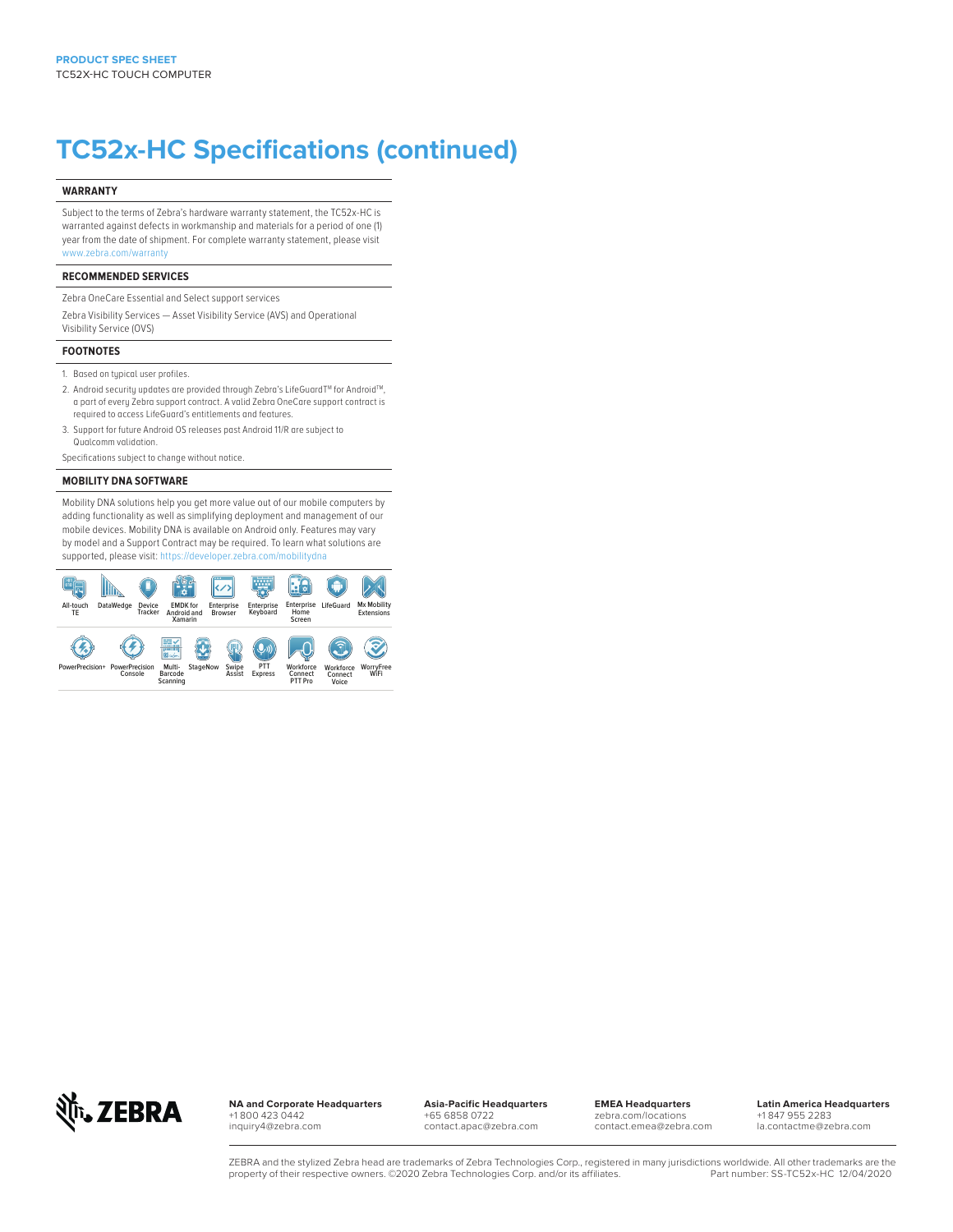# TC52x-HC Specifications (continued)

## WARRANTY

Subject to the terms of Zebra's hardware warranty statement, the TC52x-HC is warranted against defects in workmanship and materials for a period of one (1) year from the date of shipment. For complete warranty statement, please visit www.zebra.com/warranty

## RECOMMENDED SERVICES

Zebra OneCare Essential and Select support services

Zebra Visibility Services — Asset Visibility Service (AVS) and Operational Visibility Service (OVS)

## FOOTNOTES

1. Based on typical user profiles.
2. Android security updates are provided through Zebra's LifeGuard™ for Android™, a part of every Zebra support contract. A valid Zebra OneCare support contract is required to access LifeGuard's entitlements and features.
3. Support for future Android OS releases past Android 11/R are subject to Qualcomm validation.

Specifications subject to change without notice.

## MOBILITY DNA SOFTWARE

Mobility DNA solutions help you get more value out of our mobile computers by adding functionality as well as simplifying deployment and management of our mobile devices. Mobility DNA is available on Android only. Features may vary by model and a Support Contract may be required. To learn what solutions are supported, please visit: https://developer.zebra.com/mobilitydna

All-touch TE
DataWedge
Device Tracker
EMDK for Android and Xamarin
Enterprise Browser
Enterprise Keyboard
Enterprise Home Screen
LifeGuard
Mx Mobility Extensions
PowerPrecision+
PowerPrecision Console
Multi-Barcode Scanning
StageNow
Swipe Assist
PTT Express
Workforce Connect PTT Pro
Workforce Connect Voice
WorryFree WiFi

**NA and Corporate Headquarters**
+1 800 423 0442
inquiry4@zebra.com

**Asia-Pacific Headquarters**
+65 6858 0722
contact.apac@zebra.com

**EMEA Headquarters**
zebra.com/locations
contact.emea@zebra.com

**Latin America Headquarters**
+1 847 955 2283
la.contactme@zebra.com

ZEBRA and the stylized Zebra head are trademarks of Zebra Technologies Corp., registered in many jurisdictions worldwide. All other trademarks are the property of their respective owners. ©2020 Zebra Technologies Corp. and/or its affiliates. Part number: SS-TC52x-HC 12/04/2020